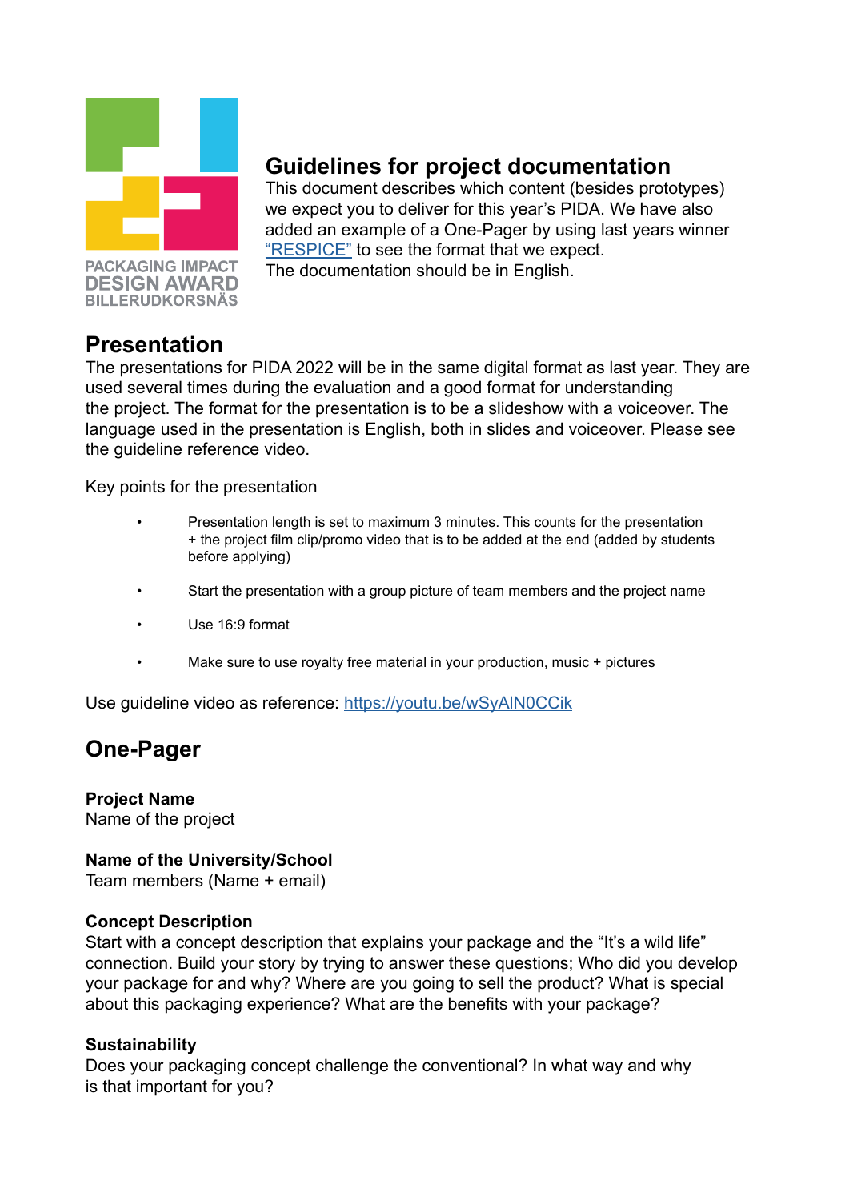PACKAGING IMPACT
DESIGN AWARD
BILLERUDKORSNÄS

# Guidelines for project documentation

This document describes which content (besides prototypes) we expect you to deliver for this year's PIDA. We have also added an example of a One-Pager by using last years winner "RESPICE" to see the format that we expect.
The documentation should be in English.

## Presentation

The presentations for PIDA 2022 will be in the same digital format as last year. They are used several times during the evaluation and a good format for understanding the project. The format for the presentation is to be a slideshow with a voiceover. The language used in the presentation is English, both in slides and voiceover. Please see the guideline reference video.

Key points for the presentation

- Presentation length is set to maximum 3 minutes. This counts for the presentation + the project film clip/promo video that is to be added at the end (added by students before applying)
- Start the presentation with a group picture of team members and the project name
- Use 16:9 format
- Make sure to use royalty free material in your production, music + pictures

Use guideline video as reference: https://youtu.be/wSyAlN0CCik

## One-Pager

**Project Name**
Name of the project

**Name of the University/School**
Team members (Name + email)

**Concept Description**
Start with a concept description that explains your package and the "It's a wild life" connection. Build your story by trying to answer these questions; Who did you develop your package for and why? Where are you going to sell the product? What is special about this packaging experience? What are the benefits with your package?

**Sustainability**
Does your packaging concept challenge the conventional? In what way and why is that important for you?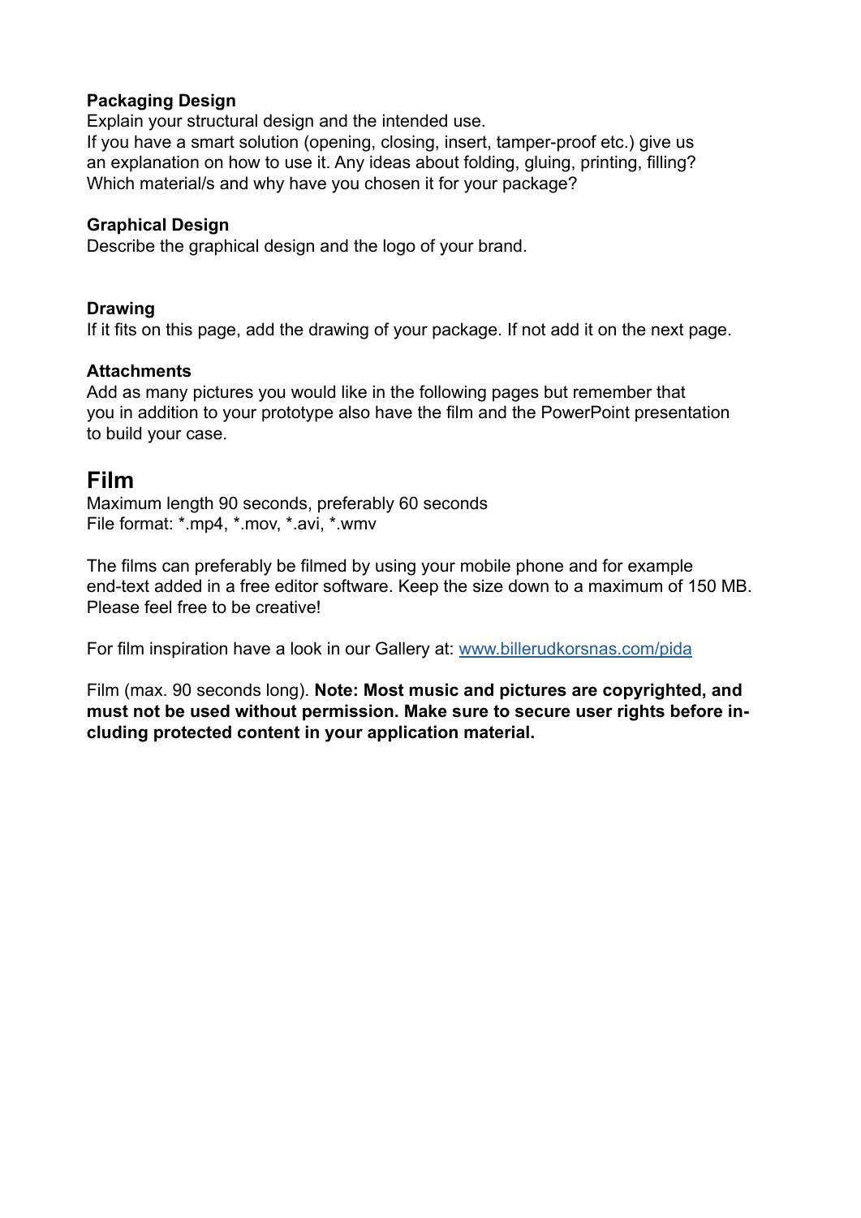**Packaging Design**
Explain your structural design and the intended use.
If you have a smart solution (opening, closing, insert, tamper-proof etc.) give us an explanation on how to use it. Any ideas about folding, gluing, printing, filling? Which material/s and why have you chosen it for your package?

**Graphical Design**
Describe the graphical design and the logo of your brand.

**Drawing**
If it fits on this page, add the drawing of your package. If not add it on the next page.

**Attachments**
Add as many pictures you would like in the following pages but remember that you in addition to your prototype also have the film and the PowerPoint presentation to build your case.

## Film

Maximum length 90 seconds, preferably 60 seconds
File format: *.mp4, *.mov, *.avi, *.wmv

The films can preferably be filmed by using your mobile phone and for example end-text added in a free editor software. Keep the size down to a maximum of 150 MB. Please feel free to be creative!

For film inspiration have a look in our Gallery at: [www.billerudkorsnas.com/pida](http://www.billerudkorsnas.com/pida)

Film (max. 90 seconds long). **Note: Most music and pictures are copyrighted, and must not be used without permission. Make sure to secure user rights before including protected content in your application material.**